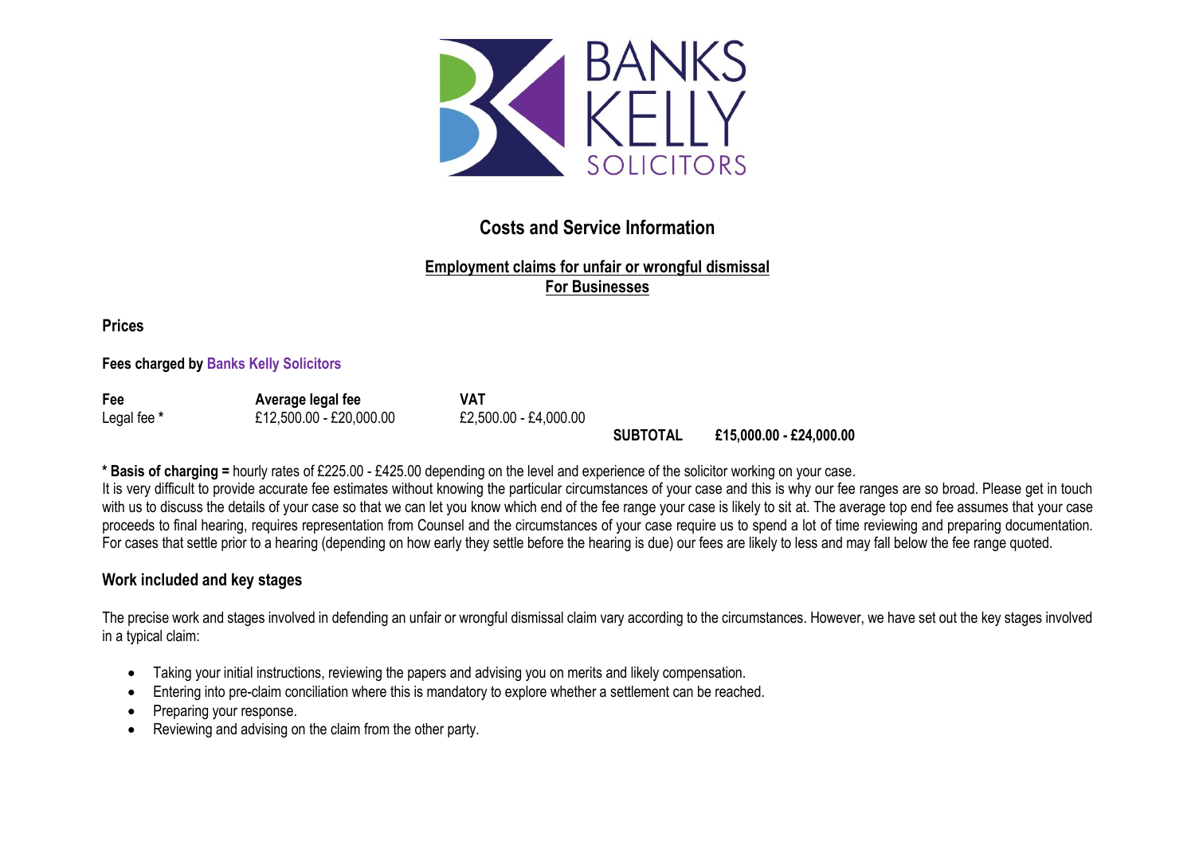BANKS KELLY SOLICITORS

# Costs and Service Information

## Employment claims for unfair or wrongful dismissal
## For Businesses

### Prices

**Fees charged by Banks Kelly Solicitors**

| Fee | Average legal fee | VAT | | |
| --- | --- | --- | --- | --- |
| Legal fee * | £12,500.00 - £20,000.00 | £2,500.00 - £4,000.00 | | |
| | | | **SUBTOTAL** | **£15,000.00 - £24,000.00** |

**\* Basis of charging =** hourly rates of £225.00 - £425.00 depending on the level and experience of the solicitor working on your case.
It is very difficult to provide accurate fee estimates without knowing the particular circumstances of your case and this is why our fee ranges are so broad. Please get in touch with us to discuss the details of your case so that we can let you know which end of the fee range your case is likely to sit at. The average top end fee assumes that your case proceeds to final hearing, requires representation from Counsel and the circumstances of your case require us to spend a lot of time reviewing and preparing documentation. For cases that settle prior to a hearing (depending on how early they settle before the hearing is due) our fees are likely to less and may fall below the fee range quoted.

### Work included and key stages

The precise work and stages involved in defending an unfair or wrongful dismissal claim vary according to the circumstances. However, we have set out the key stages involved in a typical claim:

- Taking your initial instructions, reviewing the papers and advising you on merits and likely compensation.
- Entering into pre-claim conciliation where this is mandatory to explore whether a settlement can be reached.
- Preparing your response.
- Reviewing and advising on the claim from the other party.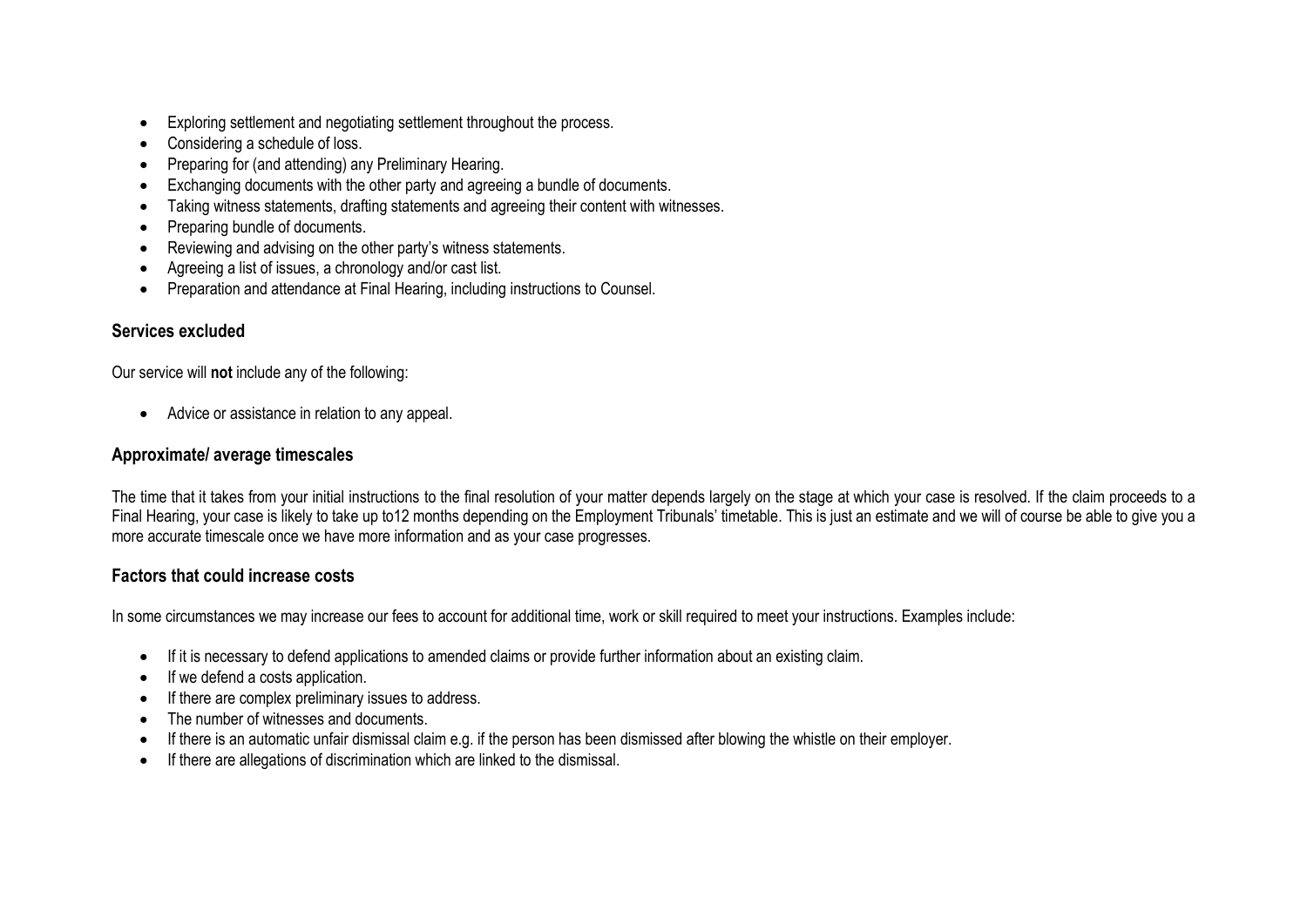- Exploring settlement and negotiating settlement throughout the process.
- Considering a schedule of loss.
- Preparing for (and attending) any Preliminary Hearing.
- Exchanging documents with the other party and agreeing a bundle of documents.
- Taking witness statements, drafting statements and agreeing their content with witnesses.
- Preparing bundle of documents.
- Reviewing and advising on the other party's witness statements.
- Agreeing a list of issues, a chronology and/or cast list.
- Preparation and attendance at Final Hearing, including instructions to Counsel.

### Services excluded

Our service will **not** include any of the following:

- Advice or assistance in relation to any appeal.

### Approximate/ average timescales

The time that it takes from your initial instructions to the final resolution of your matter depends largely on the stage at which your case is resolved. If the claim proceeds to a Final Hearing, your case is likely to take up to12 months depending on the Employment Tribunals' timetable. This is just an estimate and we will of course be able to give you a more accurate timescale once we have more information and as your case progresses.

### Factors that could increase costs

In some circumstances we may increase our fees to account for additional time, work or skill required to meet your instructions. Examples include:

- If it is necessary to defend applications to amended claims or provide further information about an existing claim.
- If we defend a costs application.
- If there are complex preliminary issues to address.
- The number of witnesses and documents.
- If there is an automatic unfair dismissal claim e.g. if the person has been dismissed after blowing the whistle on their employer.
- If there are allegations of discrimination which are linked to the dismissal.